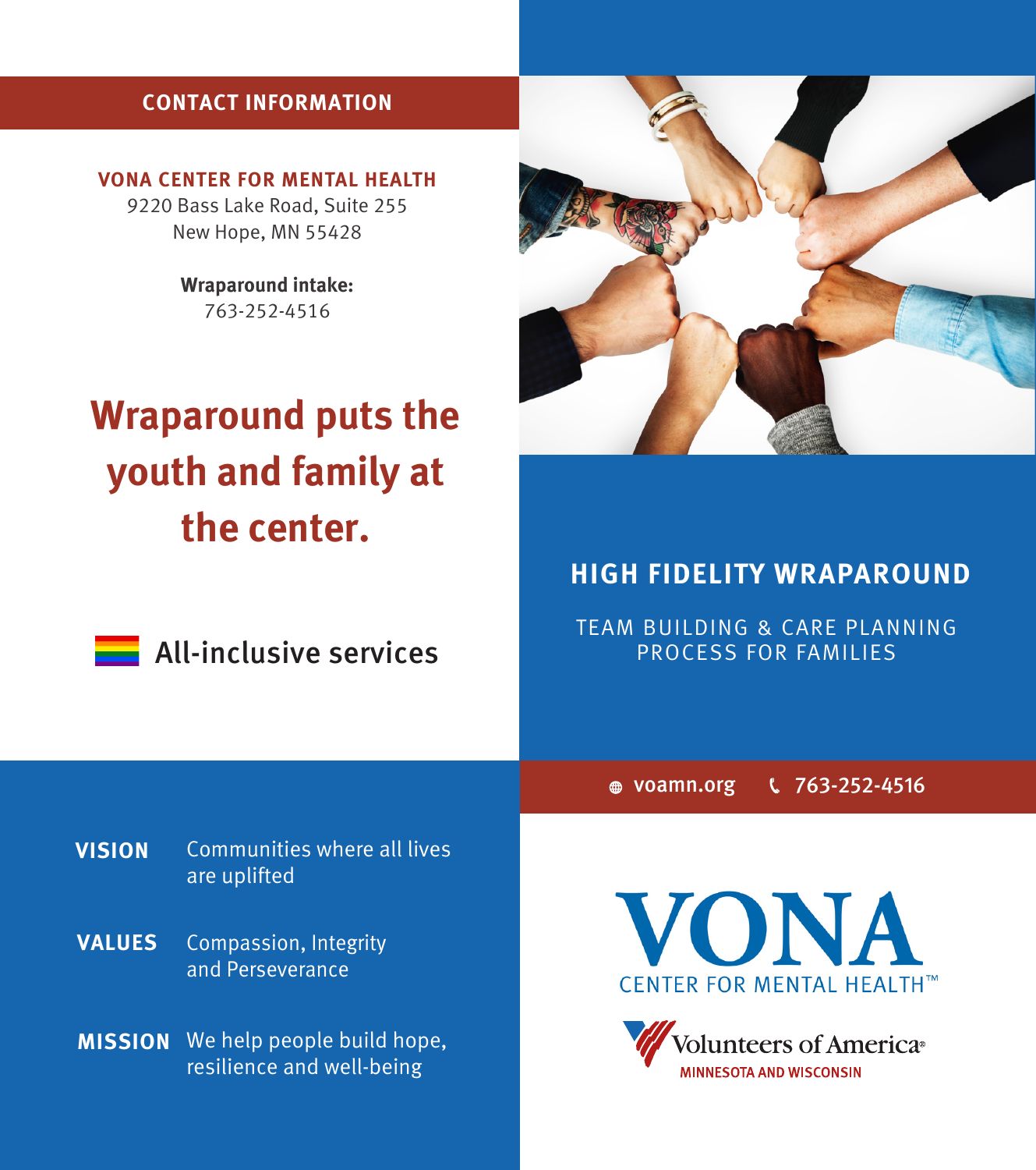## CONTACT INFORMATION

**VONA CENTER FOR MENTAL HEALTH**
9220 Bass Lake Road, Suite 255
New Hope, MN 55428

**Wraparound intake:**
763-252-4516

## Wraparound puts the youth and family at the center.

All-inclusive services

**VISION** Communities where all lives are uplifted

**VALUES** Compassion, Integrity and Perseverance

**MISSION** We help people build hope, resilience and well-being

# HIGH FIDELITY WRAPAROUND

TEAM BUILDING & CARE PLANNING PROCESS FOR FAMILIES

voamn.org 763-252-4516

VONA
CENTER FOR MENTAL HEALTH™

Volunteers of America®
MINNESOTA AND WISCONSIN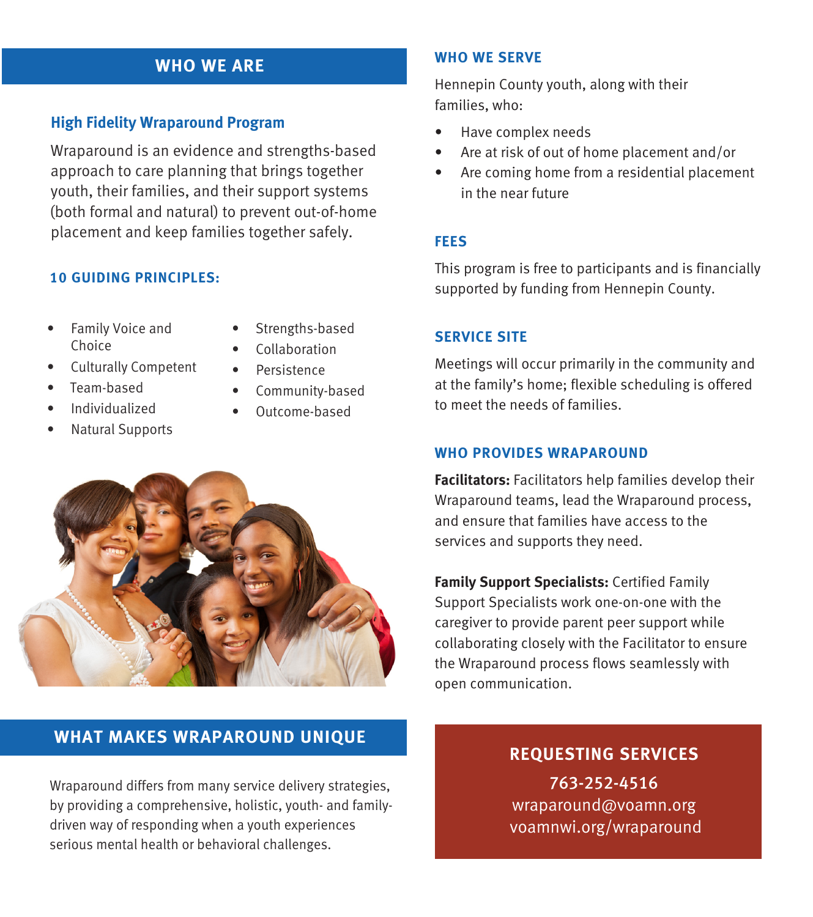## WHO WE ARE

### High Fidelity Wraparound Program

Wraparound is an evidence and strengths-based approach to care planning that brings together youth, their families, and their support systems (both formal and natural) to prevent out-of-home placement and keep families together safely.

### 10 GUIDING PRINCIPLES:

- Family Voice and Choice
- Culturally Competent
- Team-based
- Individualized
- Natural Supports
- Strengths-based
- Collaboration
- Persistence
- Community-based
- Outcome-based

## WHAT MAKES WRAPAROUND UNIQUE

Wraparound differs from many service delivery strategies, by providing a comprehensive, holistic, youth- and family-driven way of responding when a youth experiences serious mental health or behavioral challenges.

### WHO WE SERVE

Hennepin County youth, along with their families, who:

- Have complex needs
- Are at risk of out of home placement and/or
- Are coming home from a residential placement in the near future

### FEES

This program is free to participants and is financially supported by funding from Hennepin County.

### SERVICE SITE

Meetings will occur primarily in the community and at the family's home; flexible scheduling is offered to meet the needs of families.

### WHO PROVIDES WRAPAROUND

**Facilitators:** Facilitators help families develop their Wraparound teams, lead the Wraparound process, and ensure that families have access to the services and supports they need.

**Family Support Specialists:** Certified Family Support Specialists work one-on-one with the caregiver to provide parent peer support while collaborating closely with the Facilitator to ensure the Wraparound process flows seamlessly with open communication.

## REQUESTING SERVICES

763-252-4516
wraparound@voamn.org
voamnwi.org/wraparound